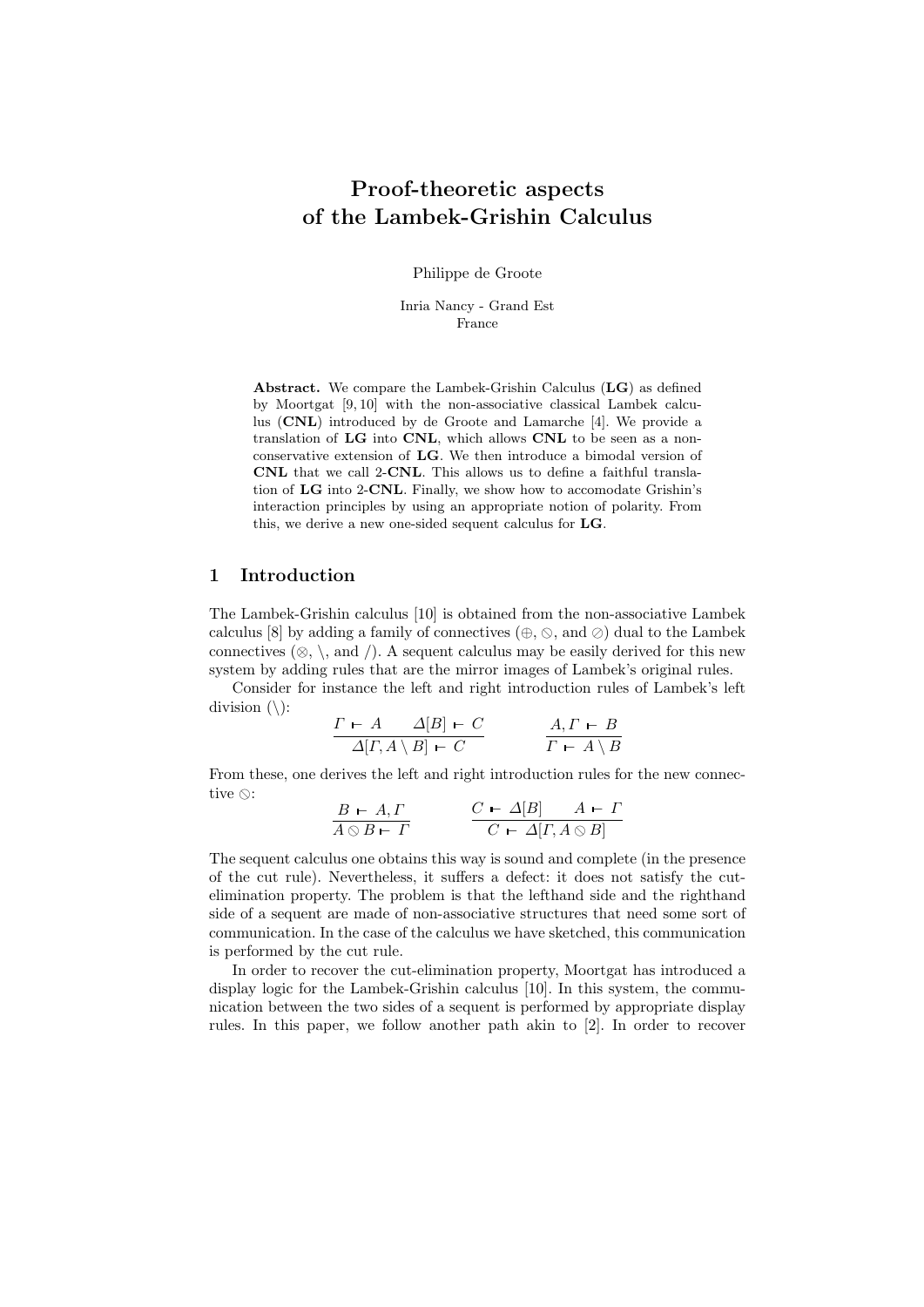# Proof-theoretic aspects of the Lambek-Grishin Calculus

Philippe de Groote

Inria Nancy - Grand Est
France

**Abstract.** We compare the Lambek-Grishin Calculus (**LG**) as defined by Moortgat [9, 10] with the non-associative classical Lambek calculus (**CNL**) introduced by de Groote and Lamarche [4]. We provide a translation of **LG** into **CNL**, which allows **CNL** to be seen as a non-conservative extension of **LG**. We then introduce a bimodal version of **CNL** that we call 2-**CNL**. This allows us to define a faithful translation of **LG** into 2-**CNL**. Finally, we show how to accomodate Grishin's interaction principles by using an appropriate notion of polarity. From this, we derive a new one-sided sequent calculus for **LG**.

## 1 Introduction

The Lambek-Grishin calculus [10] is obtained from the non-associative Lambek calculus [8] by adding a family of connectives ($\oplus$, $\oslash$, and $\oslash$) dual to the Lambek connectives ($\otimes$, $\backslash$, and $/$). A sequent calculus may be easily derived for this new system by adding rules that are the mirror images of Lambek's original rules.

Consider for instance the left and right introduction rules of Lambek's left division ($\backslash$):

$$\frac{\Gamma \vdash A \qquad \Delta[B] \vdash C}{\Delta[\Gamma, A \backslash B] \vdash C} \qquad\qquad \frac{A, \Gamma \vdash B}{\Gamma \vdash A \backslash B}$$

From these, one derives the left and right introduction rules for the new connective $\oslash$:

$$\frac{B \vdash A, \Gamma}{A \oslash B \vdash \Gamma} \qquad\qquad \frac{C \vdash \Delta[B] \qquad A \vdash \Gamma}{C \vdash \Delta[\Gamma, A \oslash B]}$$

The sequent calculus one obtains this way is sound and complete (in the presence of the cut rule). Nevertheless, it suffers a defect: it does not satisfy the cut-elimination property. The problem is that the lefthand side and the righthand side of a sequent are made of non-associative structures that need some sort of communication. In the case of the calculus we have sketched, this communication is performed by the cut rule.

In order to recover the cut-elimination property, Moortgat has introduced a display logic for the Lambek-Grishin calculus [10]. In this system, the communication between the two sides of a sequent is performed by appropriate display rules. In this paper, we follow another path akin to [2]. In order to recover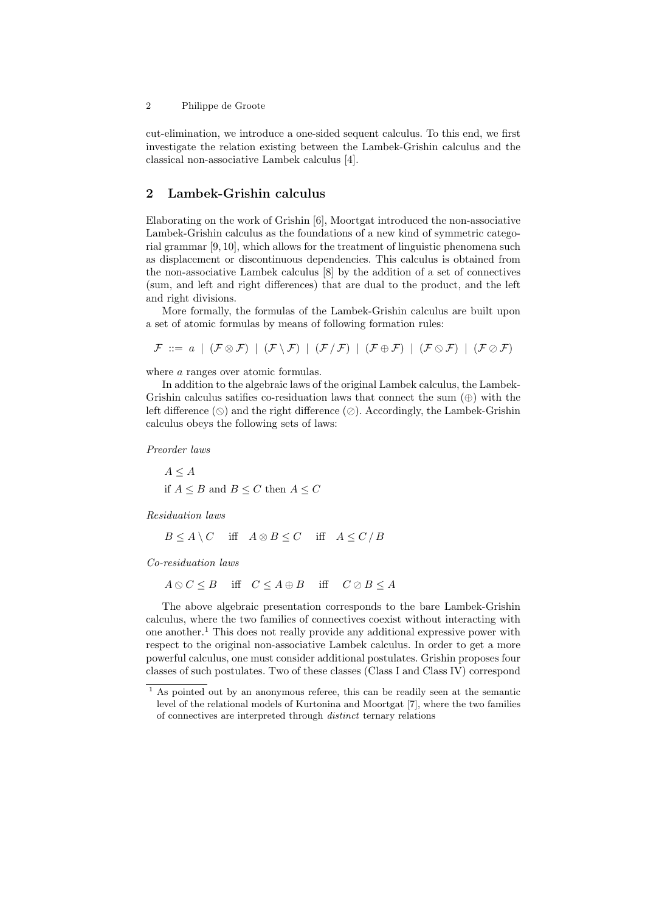cut-elimination, we introduce a one-sided sequent calculus. To this end, we first investigate the relation existing between the Lambek-Grishin calculus and the classical non-associative Lambek calculus [4].

## 2 Lambek-Grishin calculus

Elaborating on the work of Grishin [6], Moortgat introduced the non-associative Lambek-Grishin calculus as the foundations of a new kind of symmetric categorial grammar [9, 10], which allows for the treatment of linguistic phenomena such as displacement or discontinuous dependencies. This calculus is obtained from the non-associative Lambek calculus [8] by the addition of a set of connectives (sum, and left and right differences) that are dual to the product, and the left and right divisions.

More formally, the formulas of the Lambek-Grishin calculus are built upon a set of atomic formulas by means of following formation rules:

$$\mathcal{F} ::= a \mid (\mathcal{F} \otimes \mathcal{F}) \mid (\mathcal{F} \setminus \mathcal{F}) \mid (\mathcal{F} \,/\, \mathcal{F}) \mid (\mathcal{F} \oplus \mathcal{F}) \mid (\mathcal{F} \varobslash \mathcal{F}) \mid (\mathcal{F} \oslash \mathcal{F})$$

where $a$ ranges over atomic formulas.

In addition to the algebraic laws of the original Lambek calculus, the Lambek-Grishin calculus satifies co-residuation laws that connect the sum ($\oplus$) with the left difference ($\varobslash$) and the right difference ($\oslash$). Accordingly, the Lambek-Grishin calculus obeys the following sets of laws:

*Preorder laws*

$A \leq A$

if $A \leq B$ and $B \leq C$ then $A \leq C$

*Residuation laws*

$$B \leq A \setminus C \quad \text{iff} \quad A \otimes B \leq C \quad \text{iff} \quad A \leq C \,/\, B$$

*Co-residuation laws*

$$A \varobslash C \leq B \quad \text{iff} \quad C \leq A \oplus B \quad \text{iff} \quad C \oslash B \leq A$$

The above algebraic presentation corresponds to the bare Lambek-Grishin calculus, where the two families of connectives coexist without interacting with one another.[1] This does not really provide any additional expressive power with respect to the original non-associative Lambek calculus. In order to get a more powerful calculus, one must consider additional postulates. Grishin proposes four classes of such postulates. Two of these classes (Class I and Class IV) correspond

[1] As pointed out by an anonymous referee, this can be readily seen at the semantic level of the relational models of Kurtonina and Moortgat [7], where the two families of connectives are interpreted through *distinct* ternary relations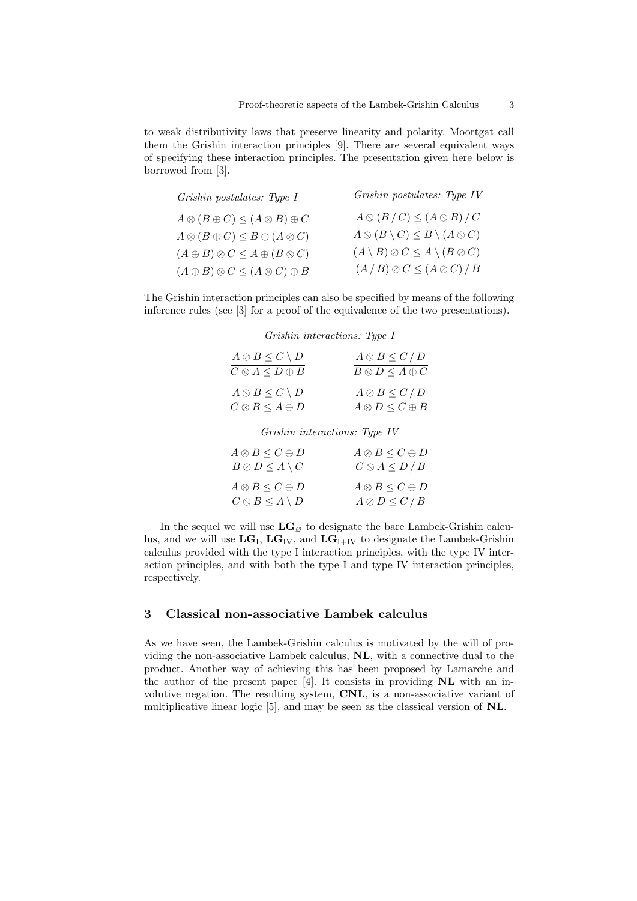to weak distributivity laws that preserve linearity and polarity. Moortgat call them the Grishin interaction principles [9]. There are several equivalent ways of specifying these interaction principles. The presentation given here below is borrowed from [3].

| *Grishin postulates: Type I* | *Grishin postulates: Type IV* |
|---|---|
| $A \otimes (B \oplus C) \leq (A \otimes B) \oplus C$ | $A \oslash (B \,/\, C) \leq (A \oslash B) \,/\, C$ |
| $A \otimes (B \oplus C) \leq B \oplus (A \otimes C)$ | $A \oslash (B \setminus C) \leq B \setminus (A \oslash C)$ |
| $(A \oplus B) \otimes C \leq A \oplus (B \otimes C)$ | $(A \setminus B) \oslash C \leq A \setminus (B \oslash C)$ |
| $(A \oplus B) \otimes C \leq (A \otimes C) \oplus B$ | $(A \,/\, B) \oslash C \leq (A \oslash C) \,/\, B$ |

The Grishin interaction principles can also be specified by means of the following inference rules (see [3] for a proof of the equivalence of the two presentations).

*Grishin interactions: Type I*

$$\frac{A \oslash B \leq C \setminus D}{C \otimes A \leq D \oplus B} \qquad \frac{A \oslash B \leq C \,/\, D}{B \otimes D \leq A \oplus C}$$

$$\frac{A \oslash B \leq C \setminus D}{C \otimes B \leq A \oplus D} \qquad \frac{A \oslash B \leq C \,/\, D}{A \otimes D \leq C \oplus B}$$

*Grishin interactions: Type IV*

$$\frac{A \otimes B \leq C \oplus D}{B \oslash D \leq A \setminus C} \qquad \frac{A \otimes B \leq C \oplus D}{C \oslash A \leq D \,/\, B}$$

$$\frac{A \otimes B \leq C \oplus D}{C \oslash B \leq A \setminus D} \qquad \frac{A \otimes B \leq C \oplus D}{A \oslash D \leq C \,/\, B}$$

In the sequel we will use $\mathbf{LG}_{\varnothing}$ to designate the bare Lambek-Grishin calculus, and we will use $\mathbf{LG}_{\text{I}}$, $\mathbf{LG}_{\text{IV}}$, and $\mathbf{LG}_{\text{I+IV}}$ to designate the Lambek-Grishin calculus provided with the type I interaction principles, with the type IV interaction principles, and with both the type I and type IV interaction principles, respectively.

## 3 Classical non-associative Lambek calculus

As we have seen, the Lambek-Grishin calculus is motivated by the will of providing the non-associative Lambek calculus, **NL**, with a connective dual to the product. Another way of achieving this has been proposed by Lamarche and the author of the present paper [4]. It consists in providing **NL** with an involutive negation. The resulting system, **CNL**, is a non-associative variant of multiplicative linear logic [5], and may be seen as the classical version of **NL**.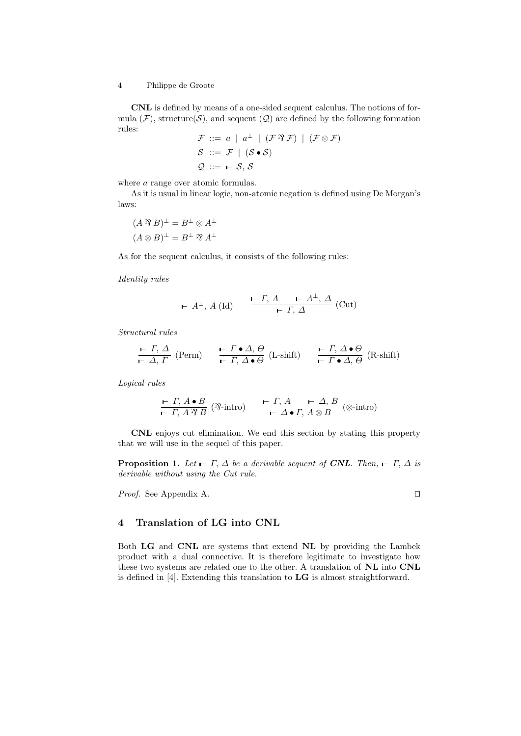**CNL** is defined by means of a one-sided sequent calculus. The notions of formula ($\mathcal{F}$), structure($\mathcal{S}$), and sequent ($\mathcal{Q}$) are defined by the following formation rules:

$$
\begin{aligned}
\mathcal{F} &::= a \mid a^{\perp} \mid (\mathcal{F} \parr \mathcal{F}) \mid (\mathcal{F} \otimes \mathcal{F}) \\
\mathcal{S} &::= \mathcal{F} \mid (\mathcal{S} \bullet \mathcal{S}) \\
\mathcal{Q} &::= \vdash \mathcal{S}, \mathcal{S}
\end{aligned}
$$

where $a$ range over atomic formulas.

As it is usual in linear logic, non-atomic negation is defined using De Morgan's laws:

$$
\begin{aligned}
(A \parr B)^{\perp} &= B^{\perp} \otimes A^{\perp} \\
(A \otimes B)^{\perp} &= B^{\perp} \parr A^{\perp}
\end{aligned}
$$

As for the sequent calculus, it consists of the following rules:

*Identity rules*

$$
\vdash A^{\perp}, A \ (\text{Id}) \qquad \frac{\vdash \Gamma, A \qquad \vdash A^{\perp}, \Delta}{\vdash \Gamma, \Delta} \ (\text{Cut})
$$

*Structural rules*

$$
\frac{\vdash \Gamma, \Delta}{\vdash \Delta, \Gamma} \ (\text{Perm}) \qquad \frac{\vdash \Gamma \bullet \Delta, \Theta}{\vdash \Gamma, \Delta \bullet \Theta} \ (\text{L-shift}) \qquad \frac{\vdash \Gamma, \Delta \bullet \Theta}{\vdash \Gamma \bullet \Delta, \Theta} \ (\text{R-shift})
$$

*Logical rules*

$$
\frac{\vdash \Gamma, A \bullet B}{\vdash \Gamma, A \parr B} \ (\parr\text{-intro}) \qquad \frac{\vdash \Gamma, A \qquad \vdash \Delta, B}{\vdash \Delta \bullet \Gamma, A \otimes B} \ (\otimes\text{-intro})
$$

**CNL** enjoys cut elimination. We end this section by stating this property that we will use in the sequel of this paper.

**Proposition 1.** *Let $\vdash \Gamma, \Delta$ be a derivable sequent of **CNL**. Then, $\vdash \Gamma, \Delta$ is derivable without using the Cut rule.*

*Proof.* See Appendix A. □

## 4 Translation of LG into CNL

Both **LG** and **CNL** are systems that extend **NL** by providing the Lambek product with a dual connective. It is therefore legitimate to investigate how these two systems are related one to the other. A translation of **NL** into **CNL** is defined in [4]. Extending this translation to **LG** is almost straightforward.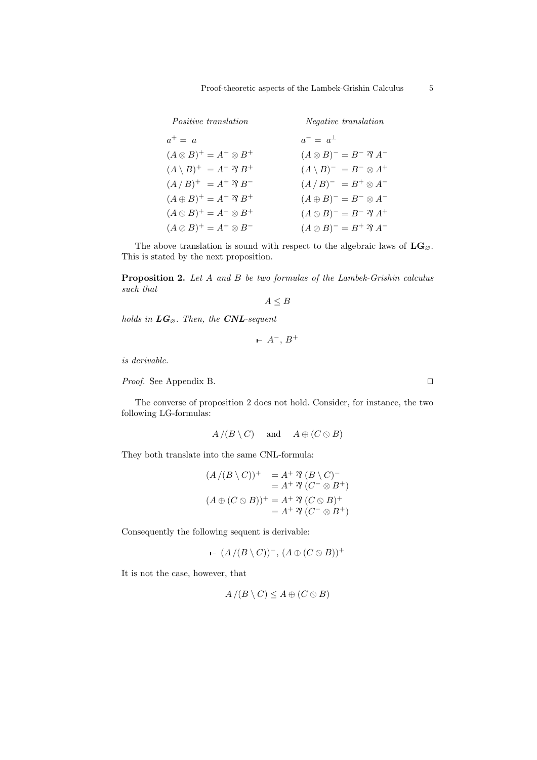| *Positive translation* | *Negative translation* |
|---|---|
| $a^+ = a$ | $a^- = a^\perp$ |
| $(A \otimes B)^+ = A^+ \otimes B^+$ | $(A \otimes B)^- = B^- \mathbin{⅋} A^-$ |
| $(A \setminus B)^+ = A^- \mathbin{⅋} B^+$ | $(A \setminus B)^- = B^- \otimes A^+$ |
| $(A \,/\, B)^+ = A^+ \mathbin{⅋} B^-$ | $(A \,/\, B)^- = B^+ \otimes A^-$ |
| $(A \oplus B)^+ = A^+ \mathbin{⅋} B^+$ | $(A \oplus B)^- = B^- \otimes A^-$ |
| $(A \obslash B)^+ = A^- \otimes B^+$ | $(A \obslash B)^- = B^- \mathbin{⅋} A^+$ |
| $(A \oslash B)^+ = A^+ \otimes B^-$ | $(A \oslash B)^- = B^+ \mathbin{⅋} A^-$ |

The above translation is sound with respect to the algebraic laws of $\mathbf{LG}_\varnothing$. This is stated by the next proposition.

**Proposition 2.** *Let A and B be two formulas of the Lambek-Grishin calculus such that*

$$A \leq B$$

*holds in* $\boldsymbol{LG}_\varnothing$. *Then, the* ***CNL****-sequent*

$$\vdash A^-,\, B^+$$

*is derivable.*

*Proof.* See Appendix B. ◻

The converse of proposition 2 does not hold. Consider, for instance, the two following LG-formulas:

$$A \,/\, (B \setminus C) \quad \text{and} \quad A \oplus (C \obslash B)$$

They both translate into the same CNL-formula:

$$\begin{aligned}
(A \,/\, (B \setminus C))^+ &= A^+ \mathbin{⅋} (B \setminus C)^- \\
&= A^+ \mathbin{⅋} (C^- \otimes B^+) \\
(A \oplus (C \obslash B))^+ &= A^+ \mathbin{⅋} (C \obslash B)^+ \\
&= A^+ \mathbin{⅋} (C^- \otimes B^+)
\end{aligned}$$

Consequently the following sequent is derivable:

$$\vdash (A \,/\, (B \setminus C))^-,\, (A \oplus (C \obslash B))^+$$

It is not the case, however, that

$$A \,/\, (B \setminus C) \leq A \oplus (C \obslash B)$$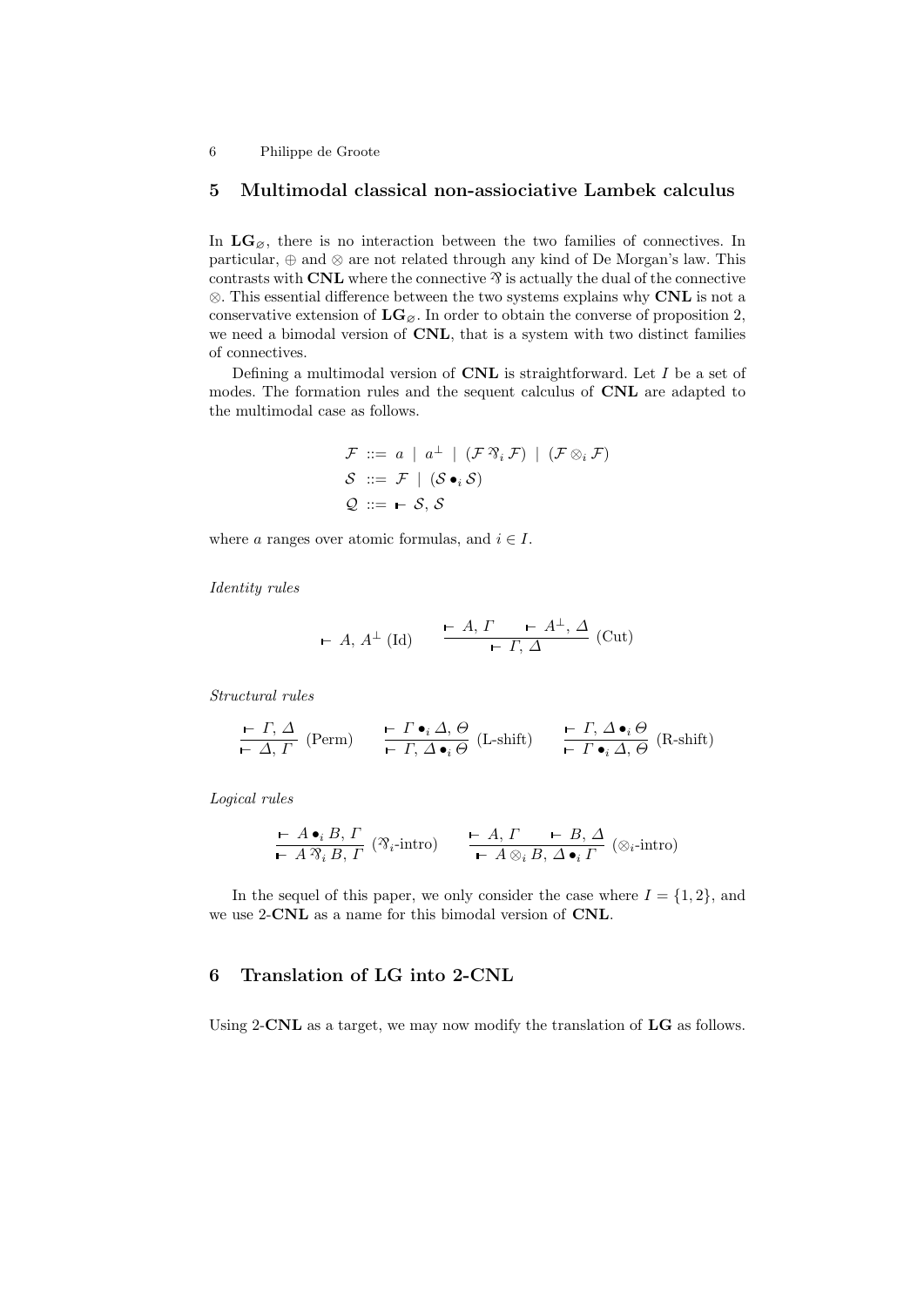## 5 Multimodal classical non-assiociative Lambek calculus

In $\mathbf{LG}_{\varnothing}$, there is no interaction between the two families of connectives. In particular, $\oplus$ and $\otimes$ are not related through any kind of De Morgan's law. This contrasts with **CNL** where the connective $\parr$ is actually the dual of the connective $\otimes$. This essential difference between the two systems explains why **CNL** is not a conservative extension of $\mathbf{LG}_{\varnothing}$. In order to obtain the converse of proposition 2, we need a bimodal version of **CNL**, that is a system with two distinct families of connectives.

Defining a multimodal version of **CNL** is straightforward. Let $I$ be a set of modes. The formation rules and the sequent calculus of **CNL** are adapted to the multimodal case as follows.

$$
\begin{aligned}
\mathcal{F} &::= a \mid a^{\perp} \mid (\mathcal{F} \parr_i \mathcal{F}) \mid (\mathcal{F} \otimes_i \mathcal{F}) \\
\mathcal{S} &::= \mathcal{F} \mid (\mathcal{S} \bullet_i \mathcal{S}) \\
\mathcal{Q} &::= \vdash \mathcal{S}, \mathcal{S}
\end{aligned}
$$

where $a$ ranges over atomic formulas, and $i \in I$.

*Identity rules*

$$
\vdash A, A^{\perp}\ (\text{Id}) \qquad \frac{\vdash A, \Gamma \qquad \vdash A^{\perp}, \Delta}{\vdash \Gamma, \Delta}\ (\text{Cut})
$$

*Structural rules*

$$
\frac{\vdash \Gamma, \Delta}{\vdash \Delta, \Gamma}\ (\text{Perm}) \qquad \frac{\vdash \Gamma \bullet_i \Delta, \Theta}{\vdash \Gamma, \Delta \bullet_i \Theta}\ (\text{L-shift}) \qquad \frac{\vdash \Gamma, \Delta \bullet_i \Theta}{\vdash \Gamma \bullet_i \Delta, \Theta}\ (\text{R-shift})
$$

*Logical rules*

$$
\frac{\vdash A \bullet_i B, \Gamma}{\vdash A \parr_i B, \Gamma}\ (\parr_i\text{-intro}) \qquad \frac{\vdash A, \Gamma \qquad \vdash B, \Delta}{\vdash A \otimes_i B, \Delta \bullet_i \Gamma}\ (\otimes_i\text{-intro})
$$

In the sequel of this paper, we only consider the case where $I = \{1, 2\}$, and we use 2-**CNL** as a name for this bimodal version of **CNL**.

## 6 Translation of LG into 2-CNL

Using 2-**CNL** as a target, we may now modify the translation of **LG** as follows.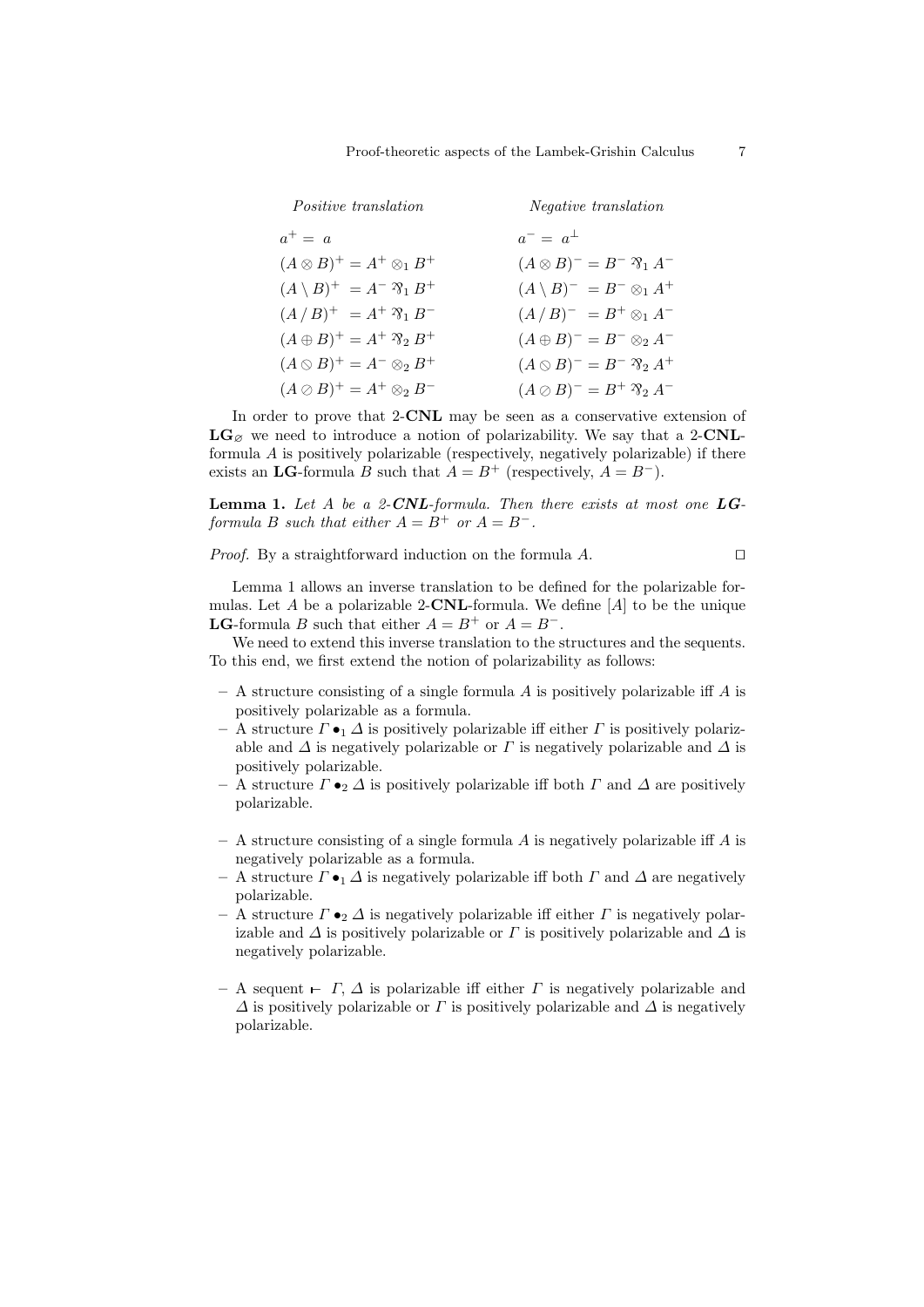| *Positive translation* | *Negative translation* |
|---|---|
| $a^+ = a$ | $a^- = a^\perp$ |
| $(A \otimes B)^+ = A^+ \otimes_1 B^+$ | $(A \otimes B)^- = B^- \parr_1 A^-$ |
| $(A \setminus B)^+ = A^- \parr_1 B^+$ | $(A \setminus B)^- = B^- \otimes_1 A^+$ |
| $(A \,/\, B)^+ = A^+ \parr_1 B^-$ | $(A \,/\, B)^- = B^+ \otimes_1 A^-$ |
| $(A \oplus B)^+ = A^+ \parr_2 B^+$ | $(A \oplus B)^- = B^- \otimes_2 A^-$ |
| $(A \obslash B)^+ = A^- \otimes_2 B^+$ | $(A \obslash B)^- = B^- \parr_2 A^+$ |
| $(A \oslash B)^+ = A^+ \otimes_2 B^-$ | $(A \oslash B)^- = B^+ \parr_2 A^-$ |

In order to prove that 2-**CNL** may be seen as a conservative extension of $\mathbf{LG}_\varnothing$ we need to introduce a notion of polarizability. We say that a 2-**CNL**-formula $A$ is positively polarizable (respectively, negatively polarizable) if there exists an **LG**-formula $B$ such that $A = B^+$ (respectively, $A = B^-$).

**Lemma 1.** *Let $A$ be a 2-**CNL**-formula. Then there exists at most one **LG**-formula $B$ such that either $A = B^+$ or $A = B^-$.*

*Proof.* By a straightforward induction on the formula $A$. $\square$

Lemma 1 allows an inverse translation to be defined for the polarizable formulas. Let $A$ be a polarizable 2-**CNL**-formula. We define $[A]$ to be the unique **LG**-formula $B$ such that either $A = B^+$ or $A = B^-$.

We need to extend this inverse translation to the structures and the sequents. To this end, we first extend the notion of polarizability as follows:

- A structure consisting of a single formula $A$ is positively polarizable iff $A$ is positively polarizable as a formula.
- A structure $\Gamma \bullet_1 \Delta$ is positively polarizable iff either $\Gamma$ is positively polarizable and $\Delta$ is negatively polarizable or $\Gamma$ is negatively polarizable and $\Delta$ is positively polarizable.
- A structure $\Gamma \bullet_2 \Delta$ is positively polarizable iff both $\Gamma$ and $\Delta$ are positively polarizable.

- A structure consisting of a single formula $A$ is negatively polarizable iff $A$ is negatively polarizable as a formula.
- A structure $\Gamma \bullet_1 \Delta$ is negatively polarizable iff both $\Gamma$ and $\Delta$ are negatively polarizable.
- A structure $\Gamma \bullet_2 \Delta$ is negatively polarizable iff either $\Gamma$ is negatively polarizable and $\Delta$ is positively polarizable or $\Gamma$ is positively polarizable and $\Delta$ is negatively polarizable.

- A sequent $\vdash \Gamma, \Delta$ is polarizable iff either $\Gamma$ is negatively polarizable and $\Delta$ is positively polarizable or $\Gamma$ is positively polarizable and $\Delta$ is negatively polarizable.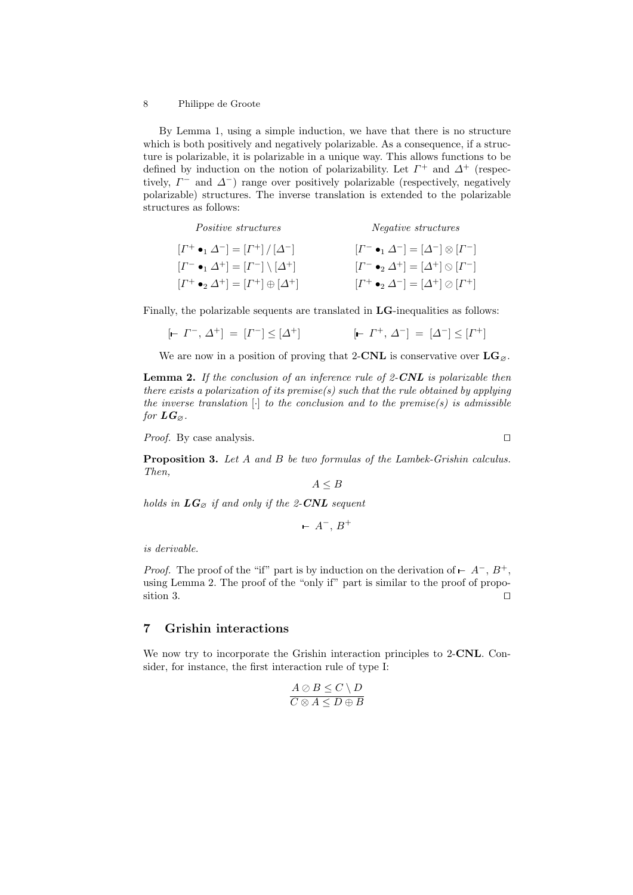By Lemma 1, using a simple induction, we have that there is no structure which is both positively and negatively polarizable. As a consequence, if a structure is polarizable, it is polarizable in a unique way. This allows functions to be defined by induction on the notion of polarizability. Let $\Gamma^+$ and $\Delta^+$ (respectively, $\Gamma^-$ and $\Delta^-$) range over positively polarizable (respectively, negatively polarizable) structures. The inverse translation is extended to the polarizable structures as follows:

| *Positive structures* | *Negative structures* |
|---|---|
| $[\Gamma^+ \bullet_1 \Delta^-] = [\Gamma^+] \,/\, [\Delta^-]$ | $[\Gamma^- \bullet_1 \Delta^-] = [\Delta^-] \otimes [\Gamma^-]$ |
| $[\Gamma^- \bullet_1 \Delta^+] = [\Gamma^-] \setminus [\Delta^+]$ | $[\Gamma^- \bullet_2 \Delta^+] = [\Delta^+] \oslash [\Gamma^-]$ |
| $[\Gamma^+ \bullet_2 \Delta^+] = [\Gamma^+] \oplus [\Delta^+]$ | $[\Gamma^+ \bullet_2 \Delta^-] = [\Delta^+] \oslash [\Gamma^+]$ |

Finally, the polarizable sequents are translated in **LG**-inequalities as follows:

$$[\vdash \Gamma^-, \Delta^+] = [\Gamma^-] \leq [\Delta^+] \qquad\qquad [\vdash \Gamma^+, \Delta^-] = [\Delta^-] \leq [\Gamma^+]$$

We are now in a position of proving that 2-**CNL** is conservative over $\mathbf{LG}_{\oslash}$.

**Lemma 2.** *If the conclusion of an inference rule of 2-**CNL** is polarizable then there exists a polarization of its premise(s) such that the rule obtained by applying the inverse translation $[\cdot]$ to the conclusion and to the premise(s) is admissible for $\boldsymbol{LG}_{\oslash}$.*

*Proof.* By case analysis. □

**Proposition 3.** *Let $A$ and $B$ be two formulas of the Lambek-Grishin calculus. Then,*

$$A \leq B$$

*holds in $\boldsymbol{LG}_{\oslash}$ if and only if the 2-**CNL** sequent*

$$\vdash A^-, B^+$$

*is derivable.*

*Proof.* The proof of the "if" part is by induction on the derivation of $\vdash A^-, B^+$, using Lemma 2. The proof of the "only if" part is similar to the proof of proposition 3. □

## 7 Grishin interactions

We now try to incorporate the Grishin interaction principles to 2-**CNL**. Consider, for instance, the first interaction rule of type I:

$$\frac{A \oslash B \leq C \setminus D}{C \otimes A \leq D \oplus B}$$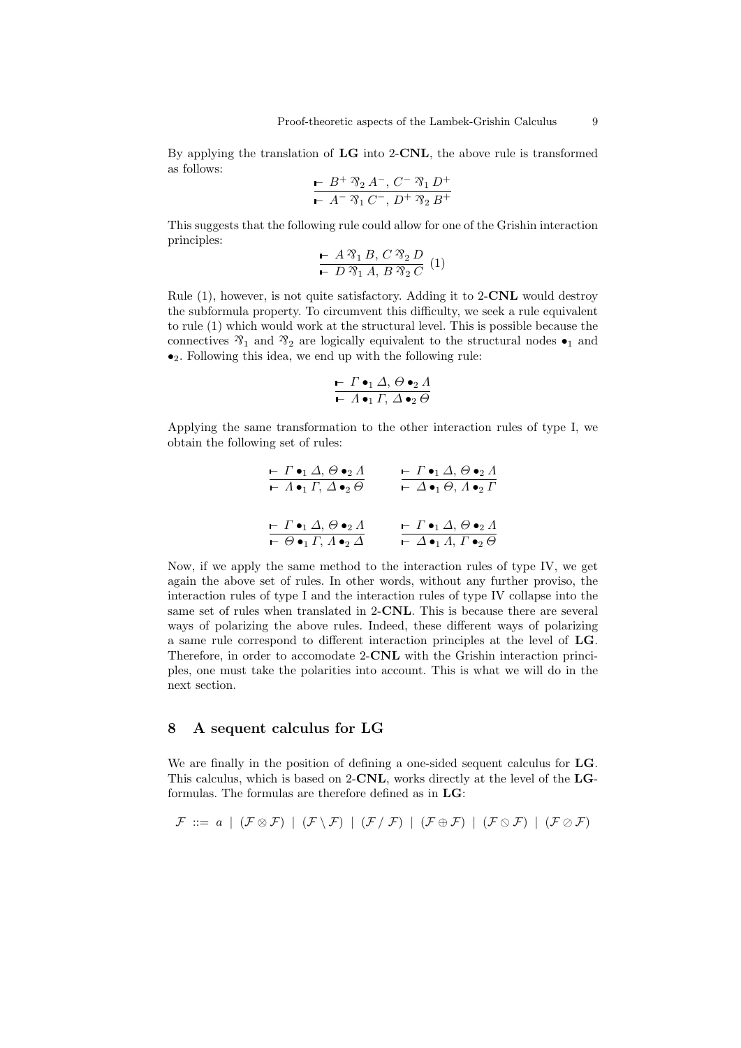By applying the translation of **LG** into 2-**CNL**, the above rule is transformed as follows:

$$\frac{\vdash\ B^+ \parr_2 A^-,\ C^- \parr_1 D^+}{\vdash\ A^- \parr_1 C^-,\ D^+ \parr_2 B^+}$$

This suggests that the following rule could allow for one of the Grishin interaction principles:

$$\frac{\vdash\ A \parr_1 B,\ C \parr_2 D}{\vdash\ D \parr_1 A,\ B \parr_2 C}\ (1)$$

Rule (1), however, is not quite satisfactory. Adding it to 2-**CNL** would destroy the subformula property. To circumvent this difficulty, we seek a rule equivalent to rule (1) which would work at the structural level. This is possible because the connectives $\parr_1$ and $\parr_2$ are logically equivalent to the structural nodes $\bullet_1$ and $\bullet_2$. Following this idea, we end up with the following rule:

$$\frac{\vdash\ \Gamma \bullet_1 \Delta,\ \Theta \bullet_2 \Lambda}{\vdash\ \Lambda \bullet_1 \Gamma,\ \Delta \bullet_2 \Theta}$$

Applying the same transformation to the other interaction rules of type I, we obtain the following set of rules:

$$\frac{\vdash\ \Gamma \bullet_1 \Delta,\ \Theta \bullet_2 \Lambda}{\vdash\ \Lambda \bullet_1 \Gamma,\ \Delta \bullet_2 \Theta} \qquad \frac{\vdash\ \Gamma \bullet_1 \Delta,\ \Theta \bullet_2 \Lambda}{\vdash\ \Delta \bullet_1 \Theta,\ \Lambda \bullet_2 \Gamma}$$

$$\frac{\vdash\ \Gamma \bullet_1 \Delta,\ \Theta \bullet_2 \Lambda}{\vdash\ \Theta \bullet_1 \Gamma,\ \Lambda \bullet_2 \Delta} \qquad \frac{\vdash\ \Gamma \bullet_1 \Delta,\ \Theta \bullet_2 \Lambda}{\vdash\ \Delta \bullet_1 \Lambda,\ \Gamma \bullet_2 \Theta}$$

Now, if we apply the same method to the interaction rules of type IV, we get again the above set of rules. In other words, without any further proviso, the interaction rules of type I and the interaction rules of type IV collapse into the same set of rules when translated in 2-**CNL**. This is because there are several ways of polarizing the above rules. Indeed, these different ways of polarizing a same rule correspond to different interaction principles at the level of **LG**. Therefore, in order to accomodate 2-**CNL** with the Grishin interaction principles, one must take the polarities into account. This is what we will do in the next section.

## 8 A sequent calculus for LG

We are finally in the position of defining a one-sided sequent calculus for **LG**. This calculus, which is based on 2-**CNL**, works directly at the level of the **LG**-formulas. The formulas are therefore defined as in **LG**:

$$\mathcal{F}\ ::=\ a\ \mid\ (\mathcal{F} \otimes \mathcal{F})\ \mid\ (\mathcal{F} \backslash \mathcal{F})\ \mid\ (\mathcal{F} \,/\, \mathcal{F})\ \mid\ (\mathcal{F} \oplus \mathcal{F})\ \mid\ (\mathcal{F} \oslash \mathcal{F})\ \mid\ (\mathcal{F} \oslash \mathcal{F})$$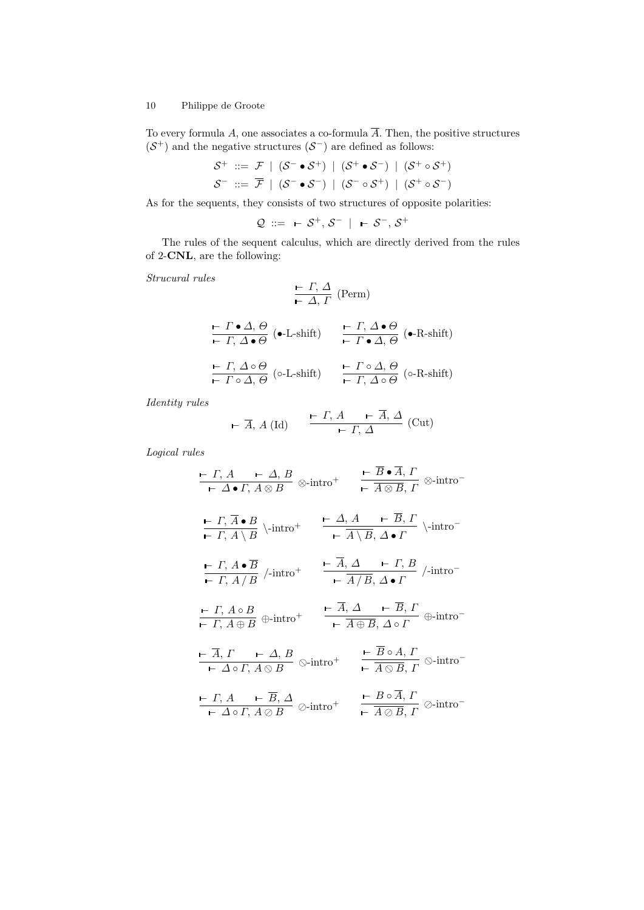To every formula $A$, one associates a co-formula $\overline{A}$. Then, the positive structures ($\mathcal{S}^+$) and the negative structures ($\mathcal{S}^-$) are defined as follows:

$$\mathcal{S}^+ ::= \mathcal{F} \mid (\mathcal{S}^- \bullet \mathcal{S}^+) \mid (\mathcal{S}^+ \bullet \mathcal{S}^-) \mid (\mathcal{S}^+ \circ \mathcal{S}^+)$$

$$\mathcal{S}^- ::= \overline{\mathcal{F}} \mid (\mathcal{S}^- \bullet \mathcal{S}^-) \mid (\mathcal{S}^- \circ \mathcal{S}^+) \mid (\mathcal{S}^+ \circ \mathcal{S}^-)$$

As for the sequents, they consists of two structures of opposite polarities:

$$\mathcal{Q} ::= \vdash \mathcal{S}^+, \mathcal{S}^- \mid \vdash \mathcal{S}^-, \mathcal{S}^+$$

The rules of the sequent calculus, which are directly derived from the rules of 2-**CNL**, are the following:

*Strucural rules*

$$\frac{\vdash \Gamma,\, \Delta}{\vdash \Delta,\, \Gamma}\ \text{(Perm)}$$

$$\frac{\vdash \Gamma \bullet \Delta,\, \Theta}{\vdash \Gamma,\, \Delta \bullet \Theta}\ (\bullet\text{-L-shift}) \qquad \frac{\vdash \Gamma,\, \Delta \bullet \Theta}{\vdash \Gamma \bullet \Delta,\, \Theta}\ (\bullet\text{-R-shift})$$

$$\frac{\vdash \Gamma,\, \Delta \circ \Theta}{\vdash \Gamma \circ \Delta,\, \Theta}\ (\circ\text{-L-shift}) \qquad \frac{\vdash \Gamma \circ \Delta,\, \Theta}{\vdash \Gamma,\, \Delta \circ \Theta}\ (\circ\text{-R-shift})$$

*Identity rules*

$$\vdash \overline{A},\, A\ \text{(Id)} \qquad \frac{\vdash \Gamma,\, A \qquad \vdash \overline{A},\, \Delta}{\vdash \Gamma,\, \Delta}\ \text{(Cut)}$$

*Logical rules*

$$\frac{\vdash \Gamma,\, A \qquad \vdash \Delta,\, B}{\vdash \Delta \bullet \Gamma,\, A \otimes B}\ \otimes\text{-intro}^+ \qquad \frac{\vdash \overline{B} \bullet \overline{A},\, \Gamma}{\vdash \overline{A \otimes B},\, \Gamma}\ \otimes\text{-intro}^-$$

$$\frac{\vdash \Gamma,\, \overline{A} \bullet B}{\vdash \Gamma,\, A \setminus B}\ \setminus\text{-intro}^+ \qquad \frac{\vdash \Delta,\, A \qquad \vdash \overline{B},\, \Gamma}{\vdash \overline{A \setminus B},\, \Delta \bullet \Gamma}\ \setminus\text{-intro}^-$$

$$\frac{\vdash \Gamma,\, A \bullet \overline{B}}{\vdash \Gamma,\, A \,/\, B}\ /\text{-intro}^+ \qquad \frac{\vdash \overline{A},\, \Delta \qquad \vdash \Gamma,\, B}{\vdash \overline{A \,/\, B},\, \Delta \bullet \Gamma}\ /\text{-intro}^-$$

$$\frac{\vdash \Gamma,\, A \circ B}{\vdash \Gamma,\, A \oplus B}\ \oplus\text{-intro}^+ \qquad \frac{\vdash \overline{A},\, \Delta \qquad \vdash \overline{B},\, \Gamma}{\vdash \overline{A \oplus B},\, \Delta \circ \Gamma}\ \oplus\text{-intro}^-$$

$$\frac{\vdash \overline{A},\, \Gamma \qquad \vdash \Delta,\, B}{\vdash \Delta \circ \Gamma,\, A \obslash B}\ \obslash\text{-intro}^+ \qquad \frac{\vdash \overline{B} \circ A,\, \Gamma}{\vdash \overline{A \obslash B},\, \Gamma}\ \obslash\text{-intro}^-$$

$$\frac{\vdash \Gamma,\, A \qquad \vdash \overline{B},\, \Delta}{\vdash \Delta \circ \Gamma,\, A \oslash B}\ \oslash\text{-intro}^+ \qquad \frac{\vdash B \circ \overline{A},\, \Gamma}{\vdash \overline{A \oslash B},\, \Gamma}\ \oslash\text{-intro}^-$$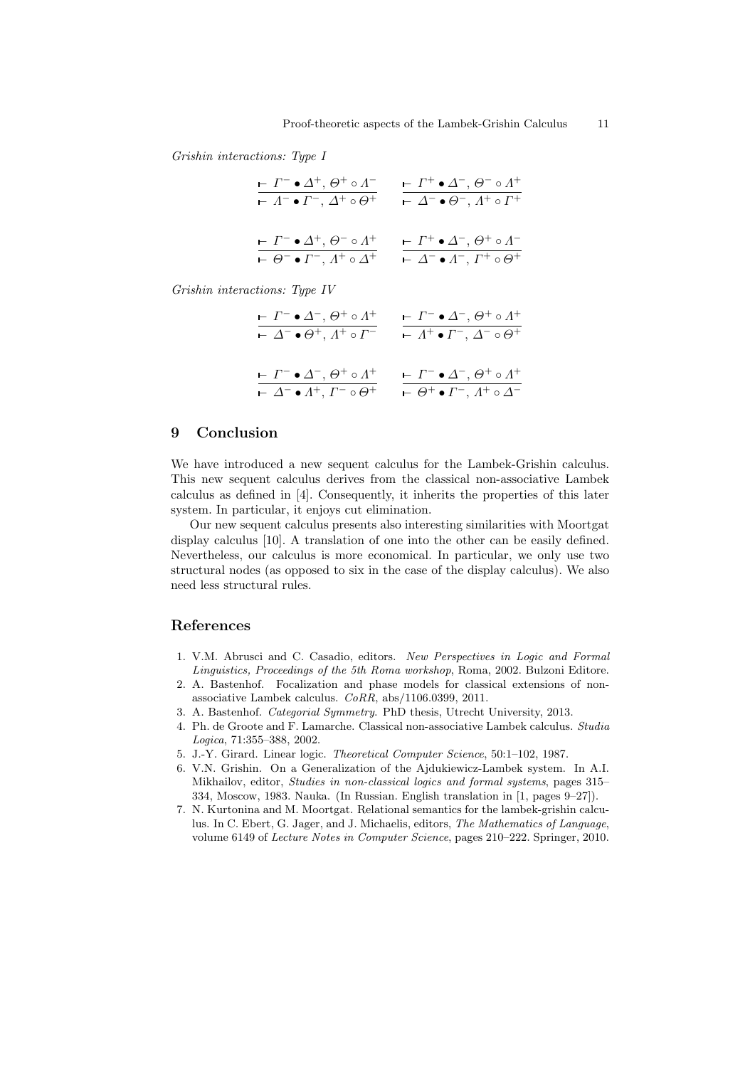*Grishin interactions: Type I*

$$\frac{\vdash \Gamma^- \bullet \Delta^+, \Theta^+ \circ \Lambda^-}{\vdash \Lambda^- \bullet \Gamma^-, \Delta^+ \circ \Theta^+} \qquad \frac{\vdash \Gamma^+ \bullet \Delta^-, \Theta^- \circ \Lambda^+}{\vdash \Delta^- \bullet \Theta^-, \Lambda^+ \circ \Gamma^+}$$

$$\frac{\vdash \Gamma^- \bullet \Delta^+, \Theta^- \circ \Lambda^+}{\vdash \Theta^- \bullet \Gamma^-, \Lambda^+ \circ \Delta^+} \qquad \frac{\vdash \Gamma^+ \bullet \Delta^-, \Theta^+ \circ \Lambda^-}{\vdash \Delta^- \bullet \Lambda^-, \Gamma^+ \circ \Theta^+}$$

*Grishin interactions: Type IV*

$$\frac{\vdash \Gamma^- \bullet \Delta^-, \Theta^+ \circ \Lambda^+}{\vdash \Delta^- \bullet \Theta^+, \Lambda^+ \circ \Gamma^-} \qquad \frac{\vdash \Gamma^- \bullet \Delta^-, \Theta^+ \circ \Lambda^+}{\vdash \Lambda^+ \bullet \Gamma^-, \Delta^- \circ \Theta^+}$$

$$\frac{\vdash \Gamma^- \bullet \Delta^-, \Theta^+ \circ \Lambda^+}{\vdash \Delta^- \bullet \Lambda^+, \Gamma^- \circ \Theta^+} \qquad \frac{\vdash \Gamma^- \bullet \Delta^-, \Theta^+ \circ \Lambda^+}{\vdash \Theta^+ \bullet \Gamma^-, \Lambda^+ \circ \Delta^-}$$

## 9 Conclusion

We have introduced a new sequent calculus for the Lambek-Grishin calculus. This new sequent calculus derives from the classical non-associative Lambek calculus as defined in [4]. Consequently, it inherits the properties of this later system. In particular, it enjoys cut elimination.

Our new sequent calculus presents also interesting similarities with Moortgat display calculus [10]. A translation of one into the other can be easily defined. Nevertheless, our calculus is more economical. In particular, we only use two structural nodes (as opposed to six in the case of the display calculus). We also need less structural rules.

## References

1. V.M. Abrusci and C. Casadio, editors. *New Perspectives in Logic and Formal Linguistics, Proceedings of the 5th Roma workshop*, Roma, 2002. Bulzoni Editore.
2. A. Bastenhof. Focalization and phase models for classical extensions of non-associative Lambek calculus. *CoRR*, abs/1106.0399, 2011.
3. A. Bastenhof. *Categorial Symmetry*. PhD thesis, Utrecht University, 2013.
4. Ph. de Groote and F. Lamarche. Classical non-associative Lambek calculus. *Studia Logica*, 71:355–388, 2002.
5. J.-Y. Girard. Linear logic. *Theoretical Computer Science*, 50:1–102, 1987.
6. V.N. Grishin. On a Generalization of the Ajdukiewicz-Lambek system. In A.I. Mikhailov, editor, *Studies in non-classical logics and formal systems*, pages 315–334, Moscow, 1983. Nauka. (In Russian. English translation in [1, pages 9–27]).
7. N. Kurtonina and M. Moortgat. Relational semantics for the lambek-grishin calculus. In C. Ebert, G. Jager, and J. Michaelis, editors, *The Mathematics of Language*, volume 6149 of *Lecture Notes in Computer Science*, pages 210–222. Springer, 2010.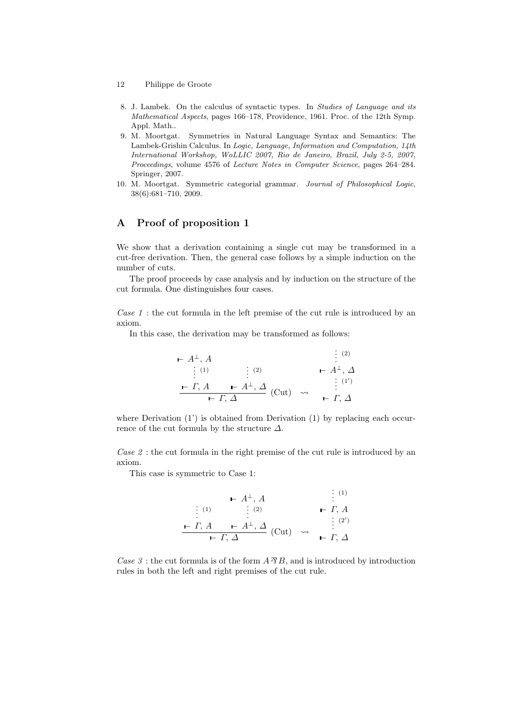8. J. Lambek. On the calculus of syntactic types. In *Studies of Language and its Mathematical Aspects*, pages 166–178, Providence, 1961. Proc. of the 12th Symp. Appl. Math..
9. M. Moortgat. Symmetries in Natural Language Syntax and Semantics: The Lambek-Grishin Calculus. In *Logic, Language, Information and Computation, 14th International Workshop, WoLLIC 2007, Rio de Janeiro, Brazil, July 2-5, 2007, Proceedings*, volume 4576 of *Lecture Notes in Computer Science*, pages 264–284. Springer, 2007.
10. M. Moortgat. Symmetric categorial grammar. *Journal of Philosophical Logic*, 38(6):681–710, 2009.

## A Proof of proposition 1

We show that a derivation containing a single cut may be transformed in a cut-free derivation. Then, the general case follows by a simple induction on the number of cuts.

The proof proceeds by case analysis and by induction on the structure of the cut formula. One distinguishes four cases.

*Case 1* : the cut formula in the left premise of the cut rule is introduced by an axiom.

In this case, the derivation may be transformed as follows:

$$
\dfrac{\begin{array}{c}\vdash A^{\perp},\, A \\ \vdots\ {\scriptstyle (1)} \\ \vdash \Gamma,\, A\end{array} \qquad \begin{array}{c}\vdots\ {\scriptstyle (2)} \\ \vdash A^{\perp},\, \Delta\end{array}}{\vdash \Gamma,\, \Delta}\ (\mathrm{Cut}) \quad \rightsquigarrow \quad \begin{array}{c}\vdots\ {\scriptstyle (2)} \\ \vdash A^{\perp},\, \Delta \\ \vdots\ {\scriptstyle (1')} \\ \vdash \Gamma,\, \Delta\end{array}
$$

where Derivation (1') is obtained from Derivation (1) by replacing each occurrence of the cut formula by the structure $\Delta$.

*Case 2* : the cut formula in the right premise of the cut rule is introduced by an axiom.

This case is symmetric to Case 1:

$$
\dfrac{\begin{array}{c}\vdots\ {\scriptstyle (1)} \\ \vdash \Gamma,\, A\end{array} \qquad \begin{array}{c}\vdash A^{\perp},\, A \\ \vdots\ {\scriptstyle (2)} \\ \vdash A^{\perp},\, \Delta\end{array}}{\vdash \Gamma,\, \Delta}\ (\mathrm{Cut}) \quad \rightsquigarrow \quad \begin{array}{c}\vdots\ {\scriptstyle (1)} \\ \vdash \Gamma,\, A \\ \vdots\ {\scriptstyle (2')} \\ \vdash \Gamma,\, \Delta\end{array}
$$

*Case 3* : the cut formula is of the form $A \parr B$, and is introduced by introduction rules in both the left and right premises of the cut rule.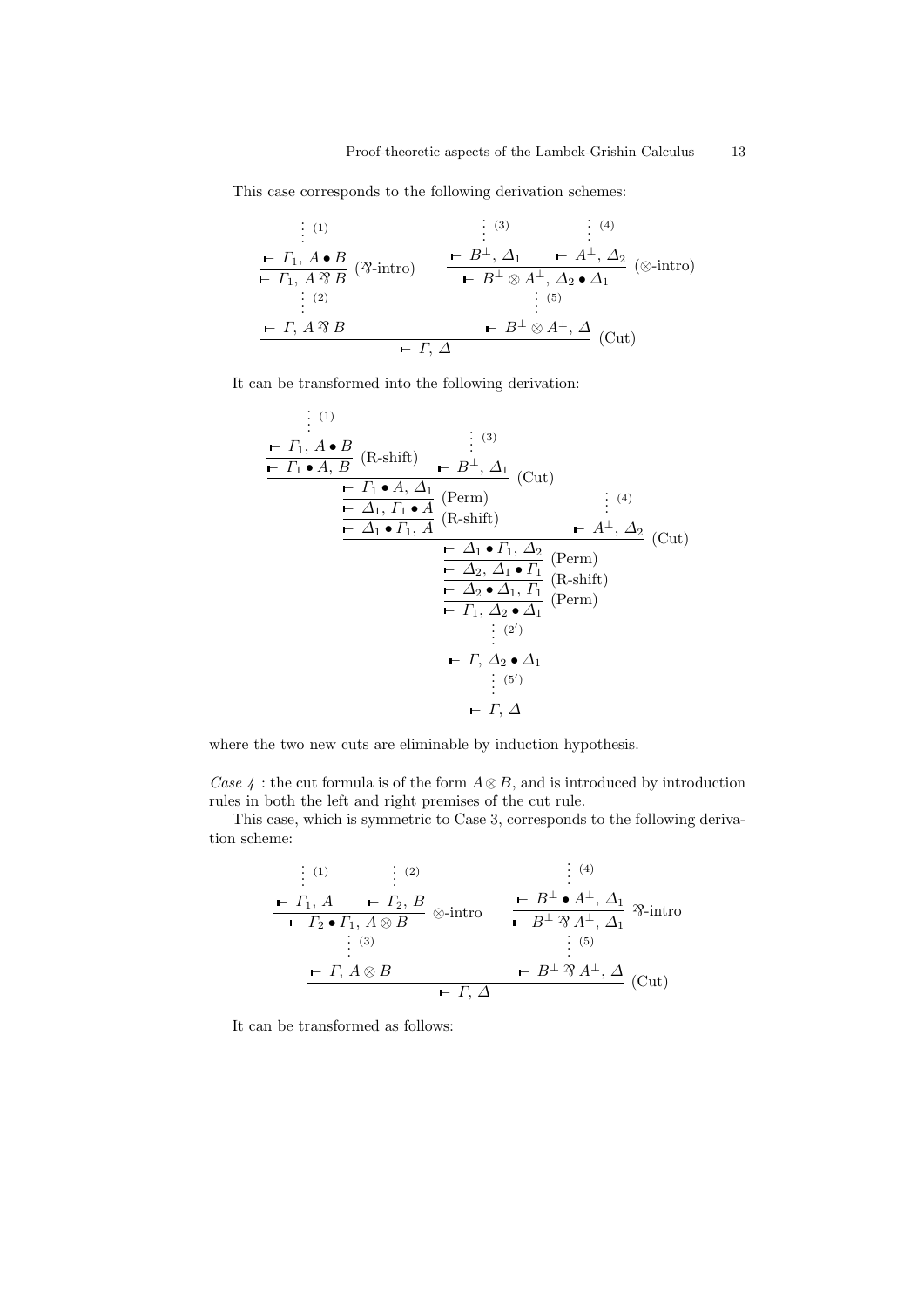This case corresponds to the following derivation schemes:

$$
\dfrac{\dfrac{\dfrac{\vdots^{(1)}}{\vdash \Gamma_1,\, A \bullet B}}{\vdash \Gamma_1,\, A \parr B}\,(\parr\text{-intro}) \quad \vdots^{(2)} \quad \vdash \Gamma,\, A \parr B \qquad \dfrac{\dfrac{\vdots^{(3)}}{\vdash B^{\perp},\, \Delta_1} \quad \dfrac{\vdots^{(4)}}{\vdash A^{\perp},\, \Delta_2}}{\vdash B^{\perp} \otimes A^{\perp},\, \Delta_2 \bullet \Delta_1}\,(\otimes\text{-intro}) \quad \vdots^{(5)} \quad \vdash B^{\perp} \otimes A^{\perp},\, \Delta}{\vdash \Gamma,\, \Delta}\,(\text{Cut})
$$

It can be transformed into the following derivation:

$$
\dfrac{\dfrac{\dfrac{\dfrac{\dfrac{\vdots^{(1)}}{\vdash \Gamma_1,\, A \bullet B}}{\vdash \Gamma_1 \bullet A,\, B}\,(\text{R-shift}) \quad \dfrac{\vdots^{(3)}}{\vdash B^{\perp},\, \Delta_1}}{\vdash \Gamma_1 \bullet A,\, \Delta_1}\,(\text{Cut})}{\dfrac{\vdash \Delta_1,\, \Gamma_1 \bullet A}{\vdash \Delta_1 \bullet \Gamma_1,\, A}\,(\text{R-shift})}\,(\text{Perm}) \quad \dfrac{\vdots^{(4)}}{\vdash A^{\perp},\, \Delta_2}}{\vdash \Delta_1 \bullet \Gamma_1,\, \Delta_2}\,(\text{Cut})
$$

$$
\dfrac{\dfrac{\dfrac{\vdash \Delta_1 \bullet \Gamma_1,\, \Delta_2}{\vdash \Delta_2,\, \Delta_1 \bullet \Gamma_1}\,(\text{Perm})}{\vdash \Delta_2 \bullet \Delta_1,\, \Gamma_1}\,(\text{R-shift})}{\vdash \Gamma_1,\, \Delta_2 \bullet \Delta_1}\,(\text{Perm}) \quad \vdots^{(2')} \quad \vdash \Gamma,\, \Delta_2 \bullet \Delta_1 \quad \vdots^{(5')} \quad \vdash \Gamma,\, \Delta
$$

where the two new cuts are eliminable by induction hypothesis.

*Case 4* : the cut formula is of the form $A \otimes B$, and is introduced by introduction rules in both the left and right premises of the cut rule.

This case, which is symmetric to Case 3, corresponds to the following derivation scheme:

$$
\dfrac{\dfrac{\dfrac{\vdots^{(1)}}{\vdash \Gamma_1,\, A} \quad \dfrac{\vdots^{(2)}}{\vdash \Gamma_2,\, B}}{\vdash \Gamma_2 \bullet \Gamma_1,\, A \otimes B}\,\otimes\text{-intro} \quad \vdots^{(3)} \quad \vdash \Gamma,\, A \otimes B \qquad \dfrac{\dfrac{\vdots^{(4)}}{\vdash B^{\perp} \bullet A^{\perp},\, \Delta_1}}{\vdash B^{\perp} \parr A^{\perp},\, \Delta_1}\,\parr\text{-intro} \quad \vdots^{(5)} \quad \vdash B^{\perp} \parr A^{\perp},\, \Delta}{\vdash \Gamma,\, \Delta}\,(\text{Cut})
$$

It can be transformed as follows: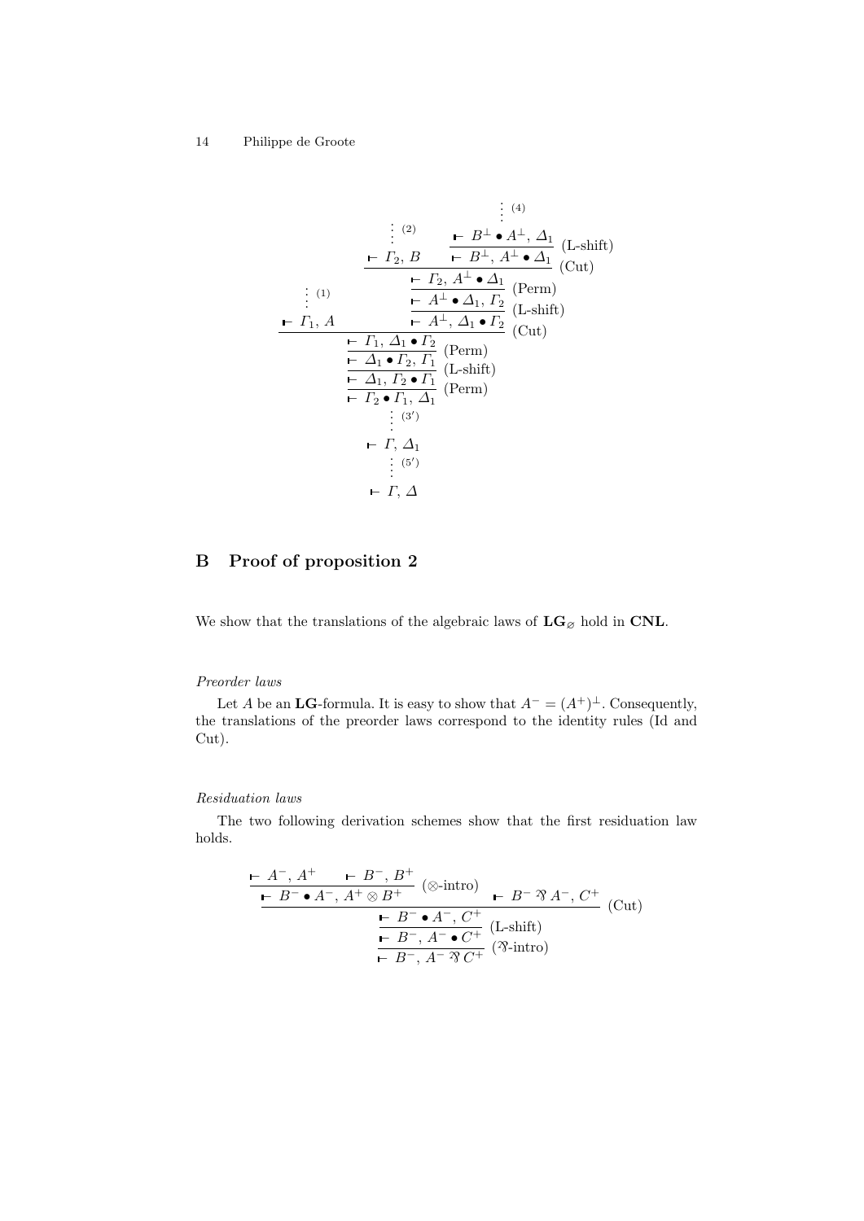$$
\dfrac{\dfrac{\vdots\,(1)}{\vdash \Gamma_1,\, A} \qquad \dfrac{\dfrac{\dfrac{\dfrac{\vdots\,(2)}{\vdash \Gamma_2,\, B} \qquad \dfrac{\dfrac{\vdots\,(4)}{\vdash B^{\perp} \bullet A^{\perp},\, \Delta_1}}{\vdash B^{\perp},\, A^{\perp} \bullet \Delta_1}\ \text{(L-shift)}}{\vdash \Gamma_2,\, A^{\perp} \bullet \Delta_1}\ \text{(Cut)}}{\vdash A^{\perp} \bullet \Delta_1,\, \Gamma_2}\ \text{(Perm)}}{\vdash A^{\perp},\, \Delta_1 \bullet \Gamma_2}\ \text{(L-shift)}}{\dfrac{\dfrac{\dfrac{\vdash \Gamma_1,\, \Delta_1 \bullet \Gamma_2}{\vdash \Delta_1 \bullet \Gamma_2,\, \Gamma_1}\ \text{(Perm)}}{\vdash \Delta_1,\, \Gamma_2 \bullet \Gamma_1}\ \text{(L-shift)}}{\vdash \Gamma_2 \bullet \Gamma_1,\, \Delta_1}\ \text{(Perm)}}\ \text{(Cut)}
$$

$$
\begin{array}{c}
\vdots\ (3') \\
\vdash \Gamma,\, \Delta_1 \\
\vdots\ (5') \\
\vdash \Gamma,\, \Delta
\end{array}
$$

## B Proof of proposition 2

We show that the translations of the algebraic laws of $\mathbf{LG}_{\varnothing}$ hold in **CNL**.

*Preorder laws*

Let $A$ be an **LG**-formula. It is easy to show that $A^{-} = (A^{+})^{\perp}$. Consequently, the translations of the preorder laws correspond to the identity rules (Id and Cut).

*Residuation laws*

The two following derivation schemes show that the first residuation law holds.

$$
\dfrac{\dfrac{\dfrac{\dfrac{\vdash A^{-},\, A^{+} \qquad \vdash B^{-},\, B^{+}}{\vdash B^{-} \bullet A^{-},\, A^{+} \otimes B^{+}}\ (\otimes\text{-intro}) \qquad \vdash B^{-} \parr A^{-},\, C^{+}}{\vdash B^{-} \bullet A^{-},\, C^{+}}\ \text{(Cut)}}{\vdash B^{-},\, A^{-} \bullet C^{+}}\ \text{(L-shift)}}{\vdash B^{-},\, A^{-} \parr C^{+}}\ (\parr\text{-intro})
$$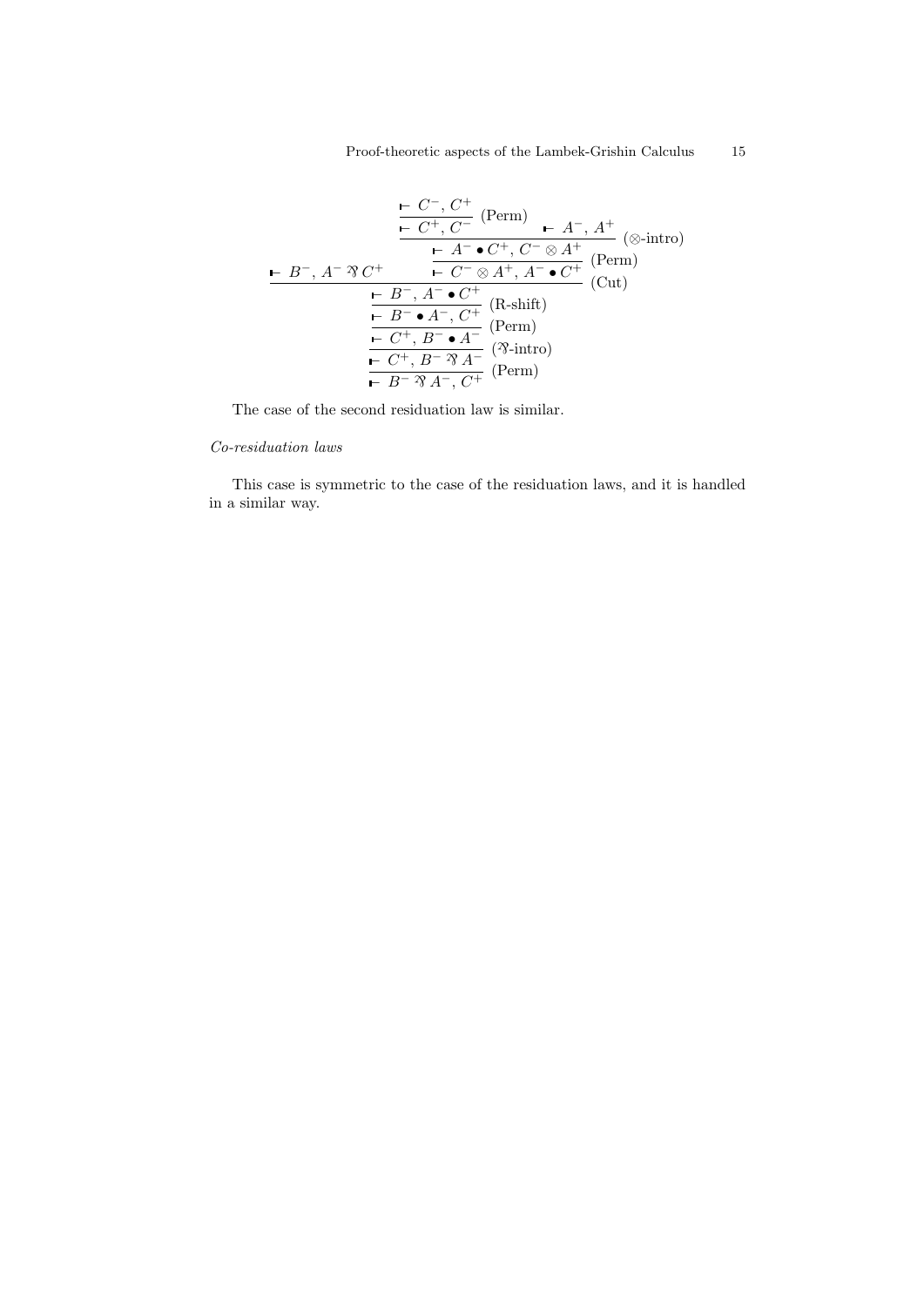$$
\dfrac{\vdash B^-,\, A^- \parr C^+ \qquad \dfrac{\dfrac{\dfrac{\vdash C^-,\, C^+}{\vdash C^+,\, C^-}\ (\text{Perm}) \qquad \vdash A^-,\, A^+}{\vdash A^- \bullet C^+,\, C^- \otimes A^+}\ (\otimes\text{-intro})}{\vdash C^- \otimes A^+,\, A^- \bullet C^+}\ (\text{Perm})}{\dfrac{\dfrac{\dfrac{\dfrac{\vdash B^-,\, A^- \bullet C^+}{\vdash B^- \bullet A^-,\, C^+}\ (\text{R-shift})}{\vdash C^+,\, B^- \bullet A^-}\ (\text{Perm})}{\vdash C^+,\, B^- \parr A^-}\ (\parr\text{-intro})}{\vdash B^- \parr A^-,\, C^+}\ (\text{Perm})}\ (\text{Cut})
$$

The case of the second residuation law is similar.

*Co-residuation laws*

This case is symmetric to the case of the residuation laws, and it is handled in a similar way.